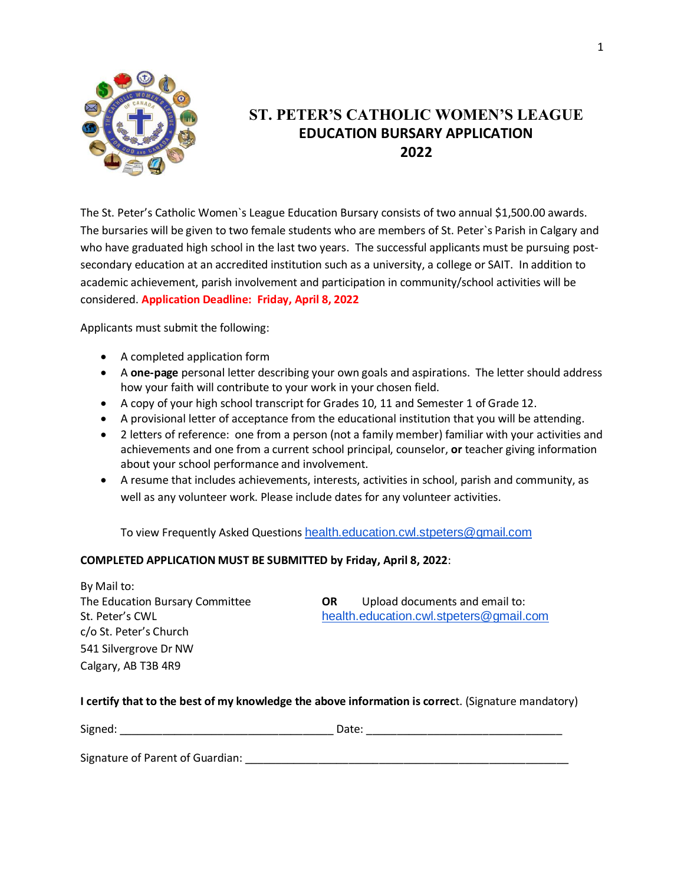# ST. PETER'S CATHOLIC WOMEN'S LEAGUE
## EDUCATION BURSARY APPLICATION
## 2022

The St. Peter's Catholic Women`s League Education Bursary consists of two annual $1,500.00 awards. The bursaries will be given to two female students who are members of St. Peter`s Parish in Calgary and who have graduated high school in the last two years. The successful applicants must be pursuing post-secondary education at an accredited institution such as a university, a college or SAIT. In addition to academic achievement, parish involvement and participation in community/school activities will be considered. **Application Deadline: Friday, April 8, 2022**

Applicants must submit the following:

- A completed application form
- A **one-page** personal letter describing your own goals and aspirations. The letter should address how your faith will contribute to your work in your chosen field.
- A copy of your high school transcript for Grades 10, 11 and Semester 1 of Grade 12.
- A provisional letter of acceptance from the educational institution that you will be attending.
- 2 letters of reference: one from a person (not a family member) familiar with your activities and achievements and one from a current school principal, counselor, **or** teacher giving information about your school performance and involvement.
- A resume that includes achievements, interests, activities in school, parish and community, as well as any volunteer work. Please include dates for any volunteer activities.

To view Frequently Asked Questions health.education.cwl.stpeters@gmail.com

**COMPLETED APPLICATION MUST BE SUBMITTED by Friday, April 8, 2022**:

By Mail to:
The Education Bursary Committee
St. Peter's CWL
c/o St. Peter's Church
541 Silvergrove Dr NW
Calgary, AB T3B 4R9

**OR** Upload documents and email to:
health.education.cwl.stpeters@gmail.com

**I certify that to the best of my knowledge the above information is correct**. (Signature mandatory)

Signed: ______________________________ Date: ____________________________

Signature of Parent of Guardian: ______________________________________________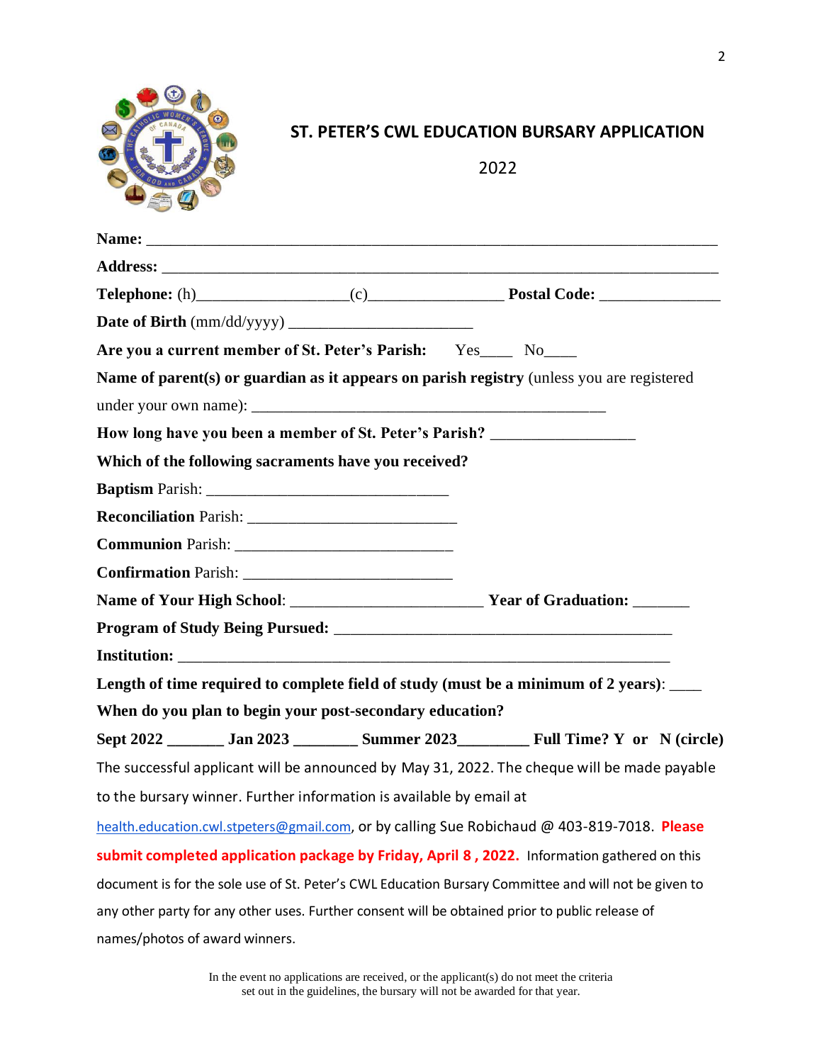# ST. PETER'S CWL EDUCATION BURSARY APPLICATION

2022

**Name:** ______________________________________________________________________

**Address:** ____________________________________________________________________

**Telephone:** (h)__________________(c)_________________ **Postal Code:** _______________

**Date of Birth** (mm/dd/yyyy) ______________________

**Are you a current member of St. Peter's Parish:** Yes____ No____

**Name of parent(s) or guardian as it appears on parish registry** (unless you are registered under your own name): _____________________________________________

**How long have you been a member of St. Peter's Parish?** _________________

**Which of the following sacraments have you received?**

**Baptism** Parish: ______________________________

**Reconciliation** Parish: __________________________

**Communion** Parish: ___________________________

**Confirmation** Parish: __________________________

**Name of Your High School**: _______________________ **Year of Graduation:** _______

**Program of Study Being Pursued:** ________________________________________

**Institution:** _____________________________________________________________

**Length of time required to complete field of study (must be a minimum of 2 years)**: ____

**When do you plan to begin your post-secondary education?**

**Sept 2022** _______ **Jan 2023** ________ **Summer 2023**_________ **Full Time? Y or N (circle)**

The successful applicant will be announced by May 31, 2022. The cheque will be made payable to the bursary winner. Further information is available by email at health.education.cwl.stpeters@gmail.com, or by calling Sue Robichaud @ 403-819-7018. **Please submit completed application package by Friday, April 8 , 2022.** Information gathered on this document is for the sole use of St. Peter's CWL Education Bursary Committee and will not be given to any other party for any other uses. Further consent will be obtained prior to public release of names/photos of award winners.

In the event no applications are received, or the applicant(s) do not meet the criteria set out in the guidelines, the bursary will not be awarded for that year.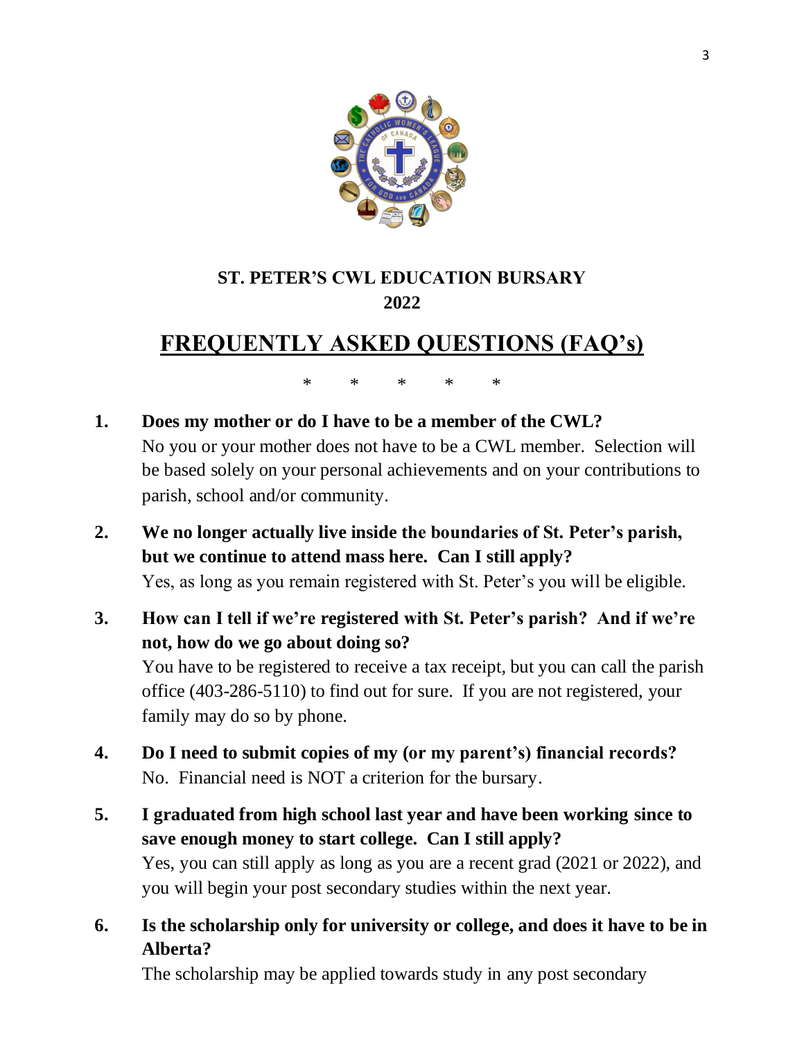## ST. PETER'S CWL EDUCATION BURSARY
## 2022

# FREQUENTLY ASKED QUESTIONS (FAQ's)

\*    \*    \*    \*    \*

1. **Does my mother or do I have to be a member of the CWL?**
   No you or your mother does not have to be a CWL member. Selection will be based solely on your personal achievements and on your contributions to parish, school and/or community.

2. **We no longer actually live inside the boundaries of St. Peter's parish, but we continue to attend mass here. Can I still apply?**
   Yes, as long as you remain registered with St. Peter's you will be eligible.

3. **How can I tell if we're registered with St. Peter's parish? And if we're not, how do we go about doing so?**
   You have to be registered to receive a tax receipt, but you can call the parish office (403-286-5110) to find out for sure. If you are not registered, your family may do so by phone.

4. **Do I need to submit copies of my (or my parent's) financial records?**
   No. Financial need is NOT a criterion for the bursary.

5. **I graduated from high school last year and have been working since to save enough money to start college. Can I still apply?**
   Yes, you can still apply as long as you are a recent grad (2021 or 2022), and you will begin your post secondary studies within the next year.

6. **Is the scholarship only for university or college, and does it have to be in Alberta?**
   The scholarship may be applied towards study in any post secondary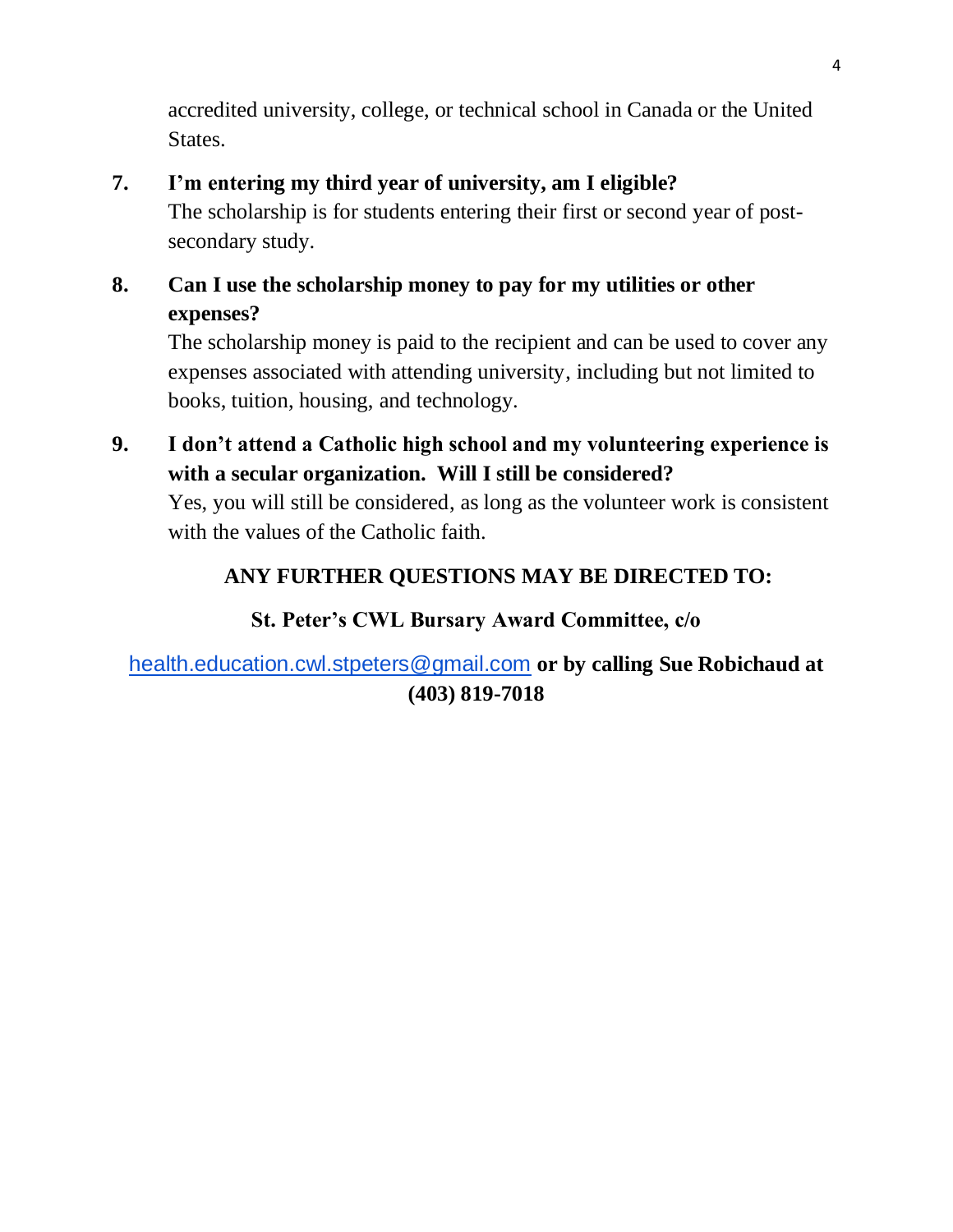accredited university, college, or technical school in Canada or the United States.

7. **I'm entering my third year of university, am I eligible?**
   The scholarship is for students entering their first or second year of post-secondary study.

8. **Can I use the scholarship money to pay for my utilities or other expenses?**
   The scholarship money is paid to the recipient and can be used to cover any expenses associated with attending university, including but not limited to books, tuition, housing, and technology.

9. **I don't attend a Catholic high school and my volunteering experience is with a secular organization. Will I still be considered?**
   Yes, you will still be considered, as long as the volunteer work is consistent with the values of the Catholic faith.

**ANY FURTHER QUESTIONS MAY BE DIRECTED TO:**

**St. Peter's CWL Bursary Award Committee, c/o**

health.education.cwl.stpeters@gmail.com **or by calling Sue Robichaud at (403) 819-7018**